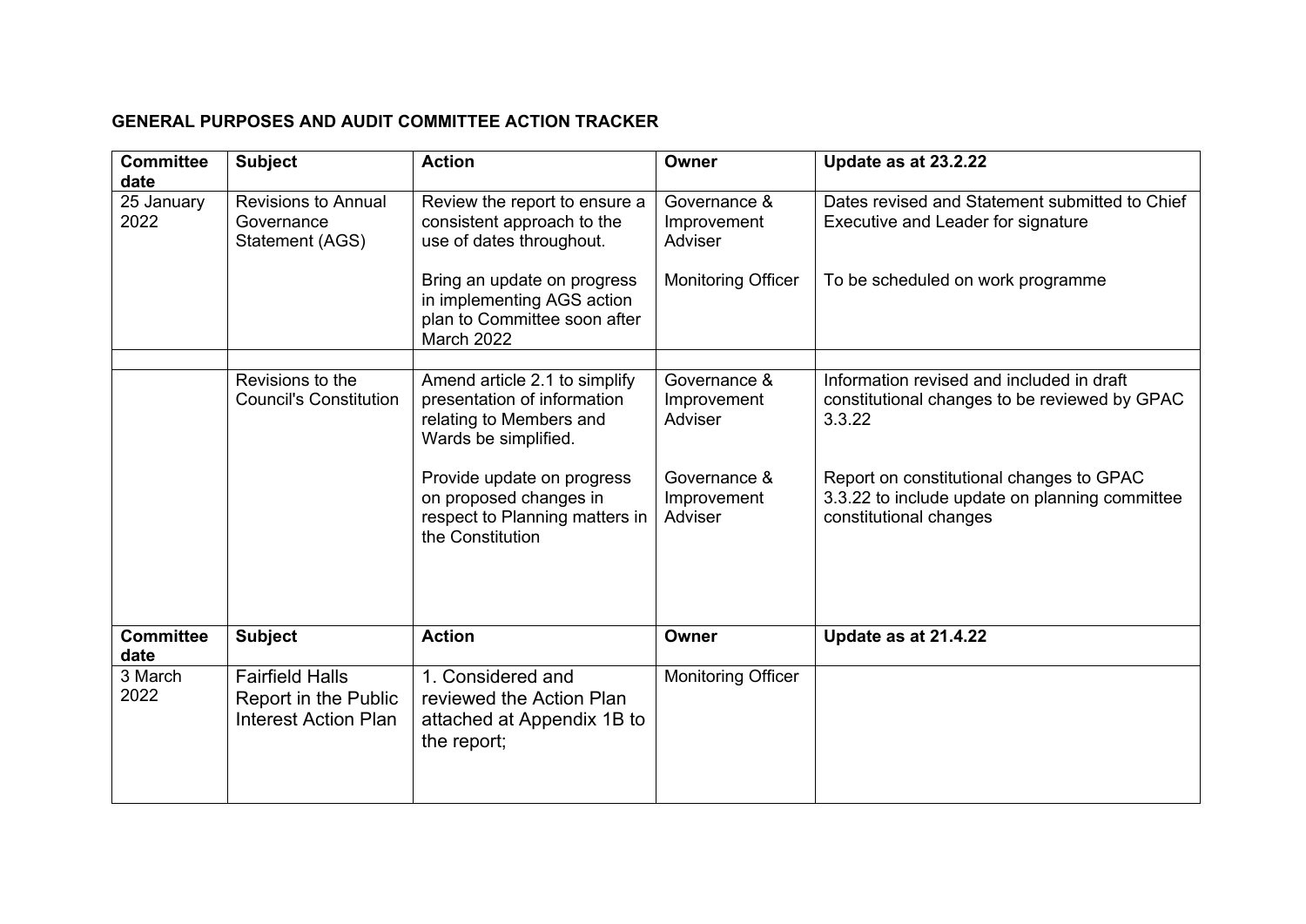**GENERAL PURPOSES AND AUDIT COMMITTEE ACTION TRACKER**

| Committee date | Subject | Action | Owner | Update as at 23.2.22 |
|---|---|---|---|---|
| 25 January 2022 | Revisions to Annual Governance Statement (AGS) | Review the report to ensure a consistent approach to the use of dates throughout. | Governance & Improvement Adviser | Dates revised and Statement submitted to Chief Executive and Leader for signature |
| | | Bring an update on progress in implementing AGS action plan to Committee soon after March 2022 | Monitoring Officer | To be scheduled on work programme |
| | | | | |
| | Revisions to the Council's Constitution | Amend article 2.1 to simplify presentation of information relating to Members and Wards be simplified. | Governance & Improvement Adviser | Information revised and included in draft constitutional changes to be reviewed by GPAC 3.3.22 |
| | | Provide update on progress on proposed changes in respect to Planning matters in the Constitution | Governance & Improvement Adviser | Report on constitutional changes to GPAC 3.3.22 to include update on planning committee constitutional changes |
| **Committee date** | **Subject** | **Action** | **Owner** | **Update as at 21.4.22** |
| 3 March 2022 | Fairfield Halls Report in the Public Interest Action Plan | 1. Considered and reviewed the Action Plan attached at Appendix 1B to the report; | Monitoring Officer | |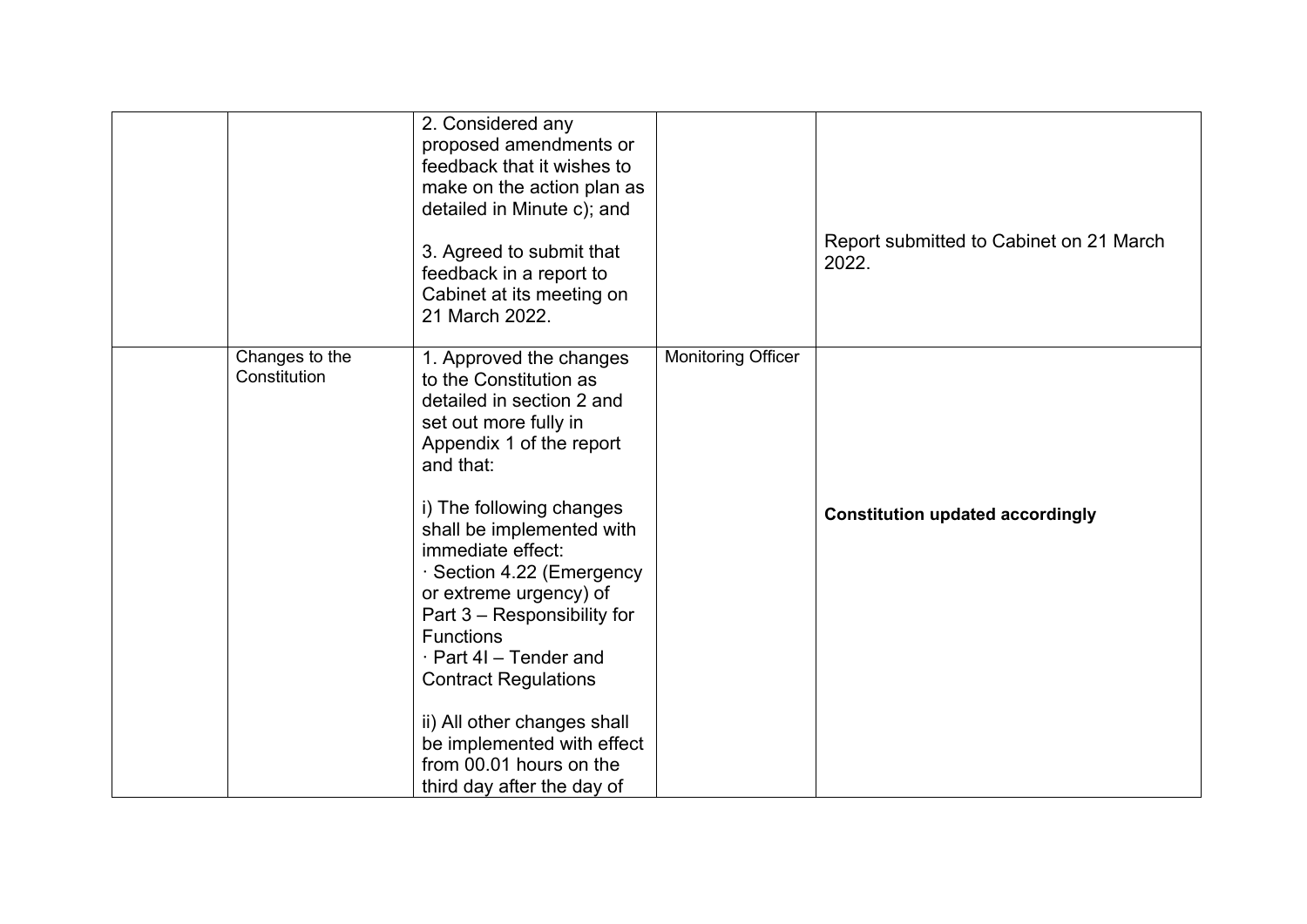| | | | | |
|---|---|---|---|---|
| | | 2. Considered any proposed amendments or feedback that it wishes to make on the action plan as detailed in Minute c); and<br><br>3. Agreed to submit that feedback in a report to Cabinet at its meeting on 21 March 2022. | | Report submitted to Cabinet on 21 March 2022. |
| | Changes to the Constitution | 1. Approved the changes to the Constitution as detailed in section 2 and set out more fully in Appendix 1 of the report and that:<br><br>i) The following changes shall be implemented with immediate effect:<br>· Section 4.22 (Emergency or extreme urgency) of Part 3 – Responsibility for Functions<br>· Part 4I – Tender and Contract Regulations<br><br>ii) All other changes shall be implemented with effect from 00.01 hours on the third day after the day of | Monitoring Officer | **Constitution updated accordingly** |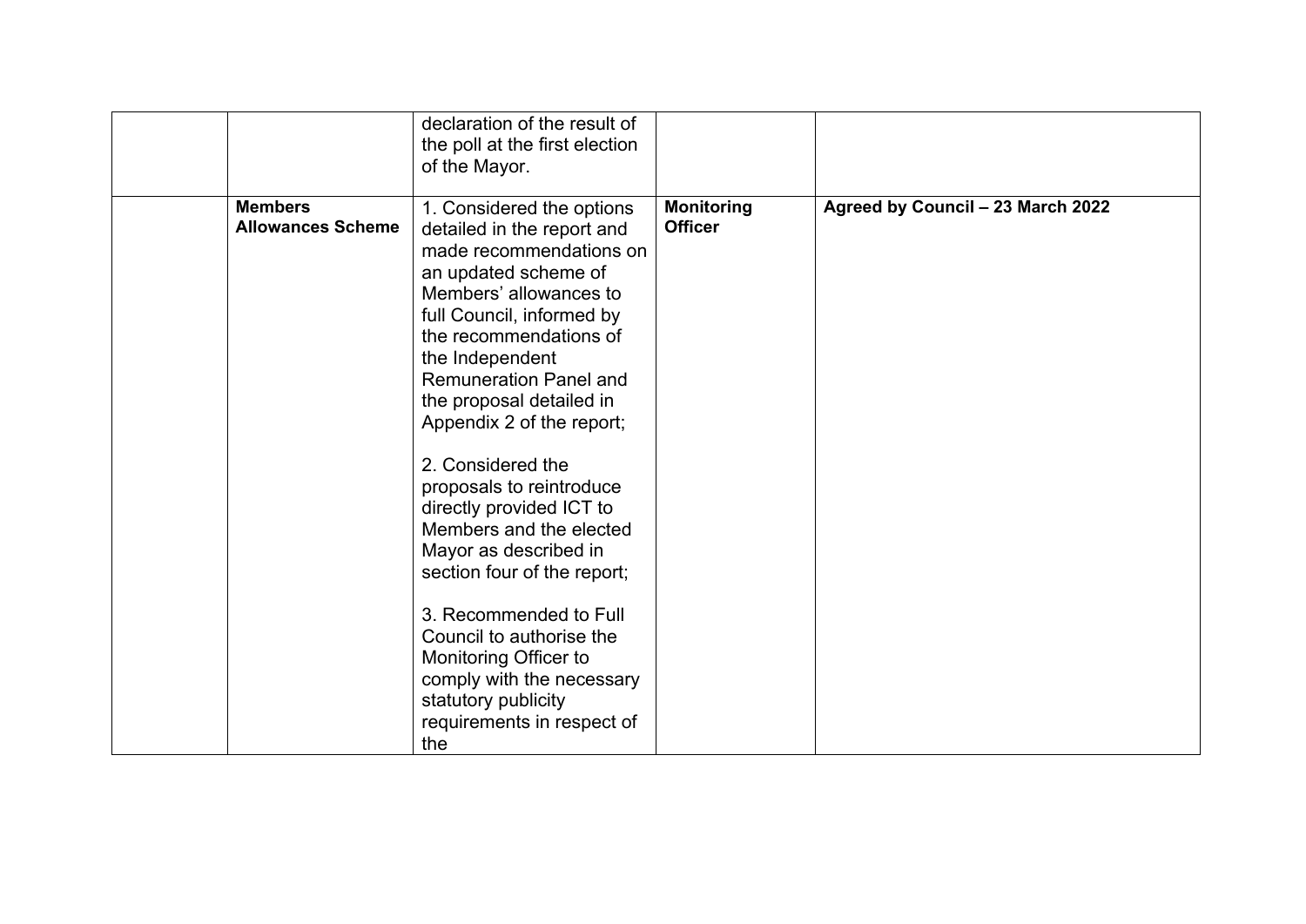| | | | | |
|---|---|---|---|---|
| | | declaration of the result of the poll at the first election of the Mayor. | | |
| | **Members Allowances Scheme** | 1. Considered the options detailed in the report and made recommendations on an updated scheme of Members' allowances to full Council, informed by the recommendations of the Independent Remuneration Panel and the proposal detailed in Appendix 2 of the report;<br><br>2. Considered the proposals to reintroduce directly provided ICT to Members and the elected Mayor as described in section four of the report;<br><br>3. Recommended to Full Council to authorise the Monitoring Officer to comply with the necessary statutory publicity requirements in respect of the | **Monitoring Officer** | **Agreed by Council – 23 March 2022** |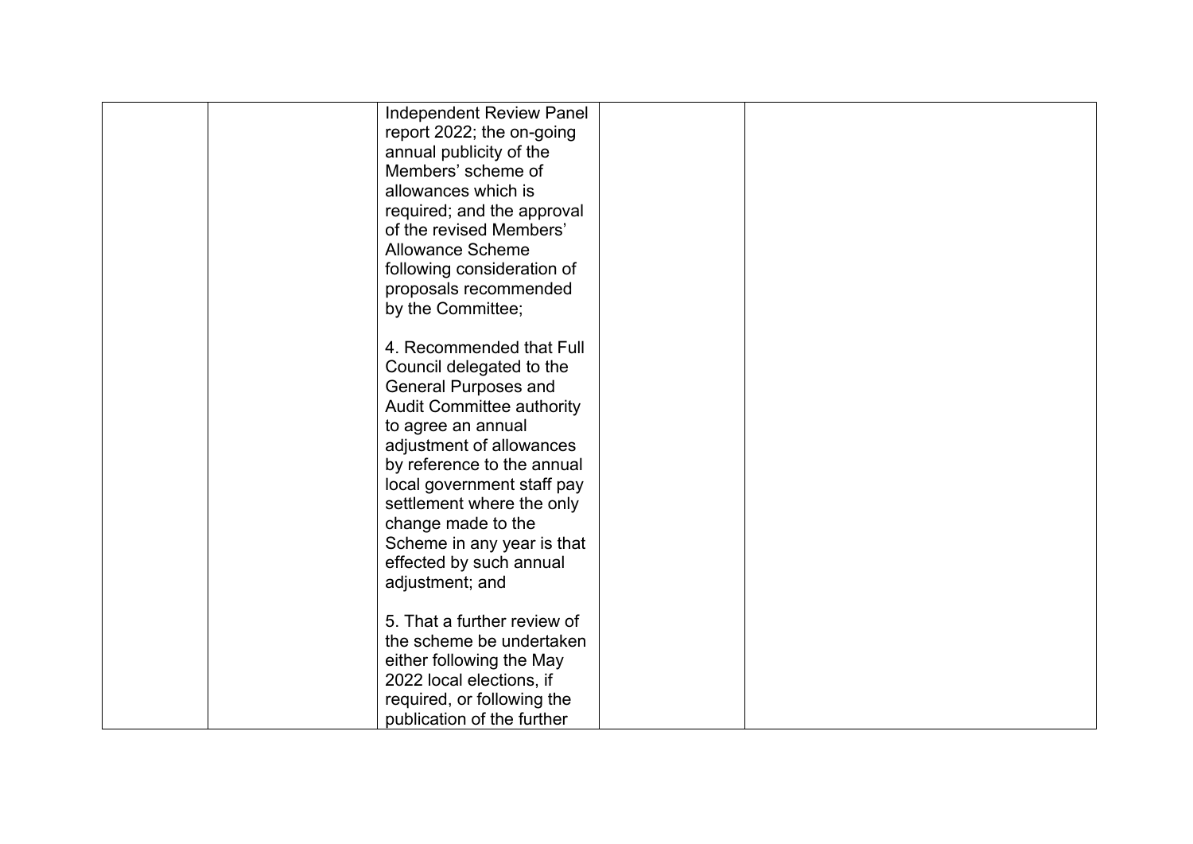|  |  |  |  |  |
|---|---|---|---|---|
|  |  | Independent Review Panel report 2022; the on-going annual publicity of the Members' scheme of allowances which is required; and the approval of the revised Members' Allowance Scheme following consideration of proposals recommended by the Committee;<br><br>4. Recommended that Full Council delegated to the General Purposes and Audit Committee authority to agree an annual adjustment of allowances by reference to the annual local government staff pay settlement where the only change made to the Scheme in any year is that effected by such annual adjustment; and<br><br>5. That a further review of the scheme be undertaken either following the May 2022 local elections, if required, or following the publication of the further |  |  |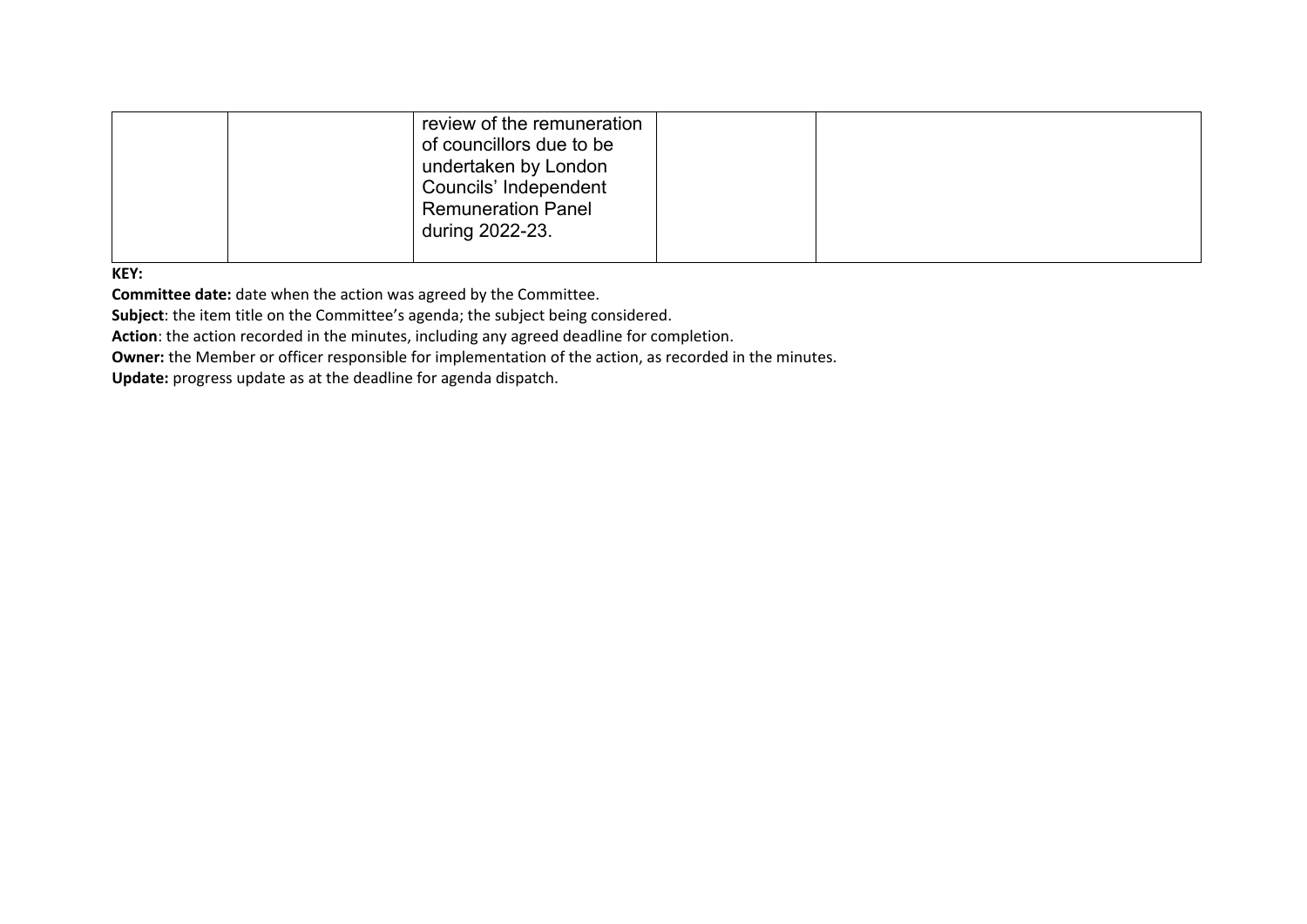| | | | | |
|---|---|---|---|---|
| | | review of the remuneration of councillors due to be undertaken by London Councils' Independent Remuneration Panel during 2022-23. | | |

**KEY:**

**Committee date:** date when the action was agreed by the Committee.

**Subject**: the item title on the Committee's agenda; the subject being considered.

**Action**: the action recorded in the minutes, including any agreed deadline for completion.

**Owner:** the Member or officer responsible for implementation of the action, as recorded in the minutes.

**Update:** progress update as at the deadline for agenda dispatch.